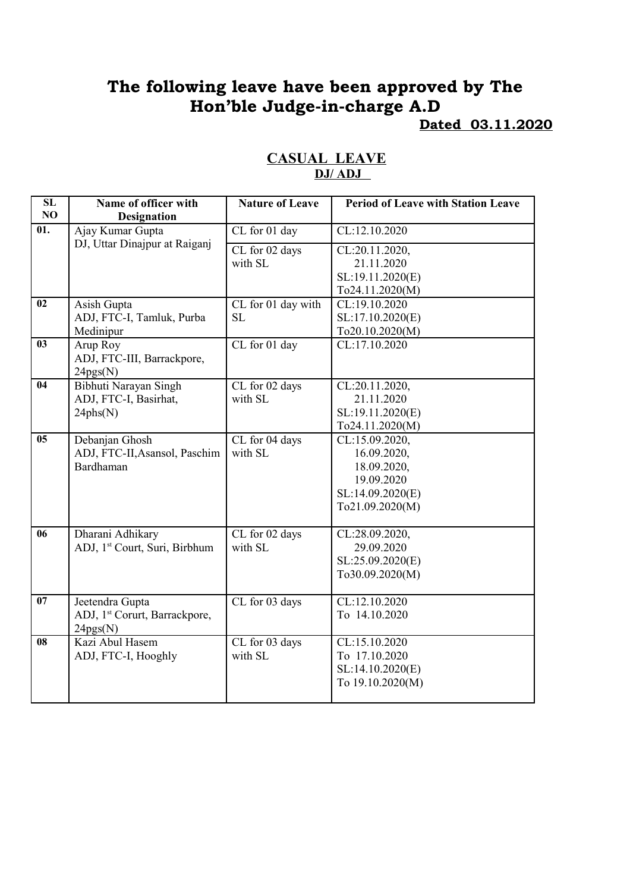# The following leave have been approved by The Hon'ble Judge-in-charge A.D

**Dated 03.11.2020**

## CASUAL LEAVE

### DJ/ ADJ

| SL NO | Name of officer with Designation | Nature of Leave | Period of Leave with Station Leave |
|---|---|---|---|
| 01. | Ajay Kumar Gupta DJ, Uttar Dinajpur at Raiganj | CL for 01 day | CL:12.10.2020 |
| | | CL for 02 days with SL | CL:20.11.2020, 21.11.2020 SL:19.11.2020(E) To24.11.2020(M) |
| 02 | Asish Gupta ADJ, FTC-I, Tamluk, Purba Medinipur | CL for 01 day with SL | CL:19.10.2020 SL:17.10.2020(E) To20.10.2020(M) |
| 03 | Arup Roy ADJ, FTC-III, Barrackpore, 24pgs(N) | CL for 01 day | CL:17.10.2020 |
| 04 | Bibhuti Narayan Singh ADJ, FTC-I, Basirhat, 24phs(N) | CL for 02 days with SL | CL:20.11.2020, 21.11.2020 SL:19.11.2020(E) To24.11.2020(M) |
| 05 | Debanjan Ghosh ADJ, FTC-II,Asansol, Paschim Bardhaman | CL for 04 days with SL | CL:15.09.2020, 16.09.2020, 18.09.2020, 19.09.2020 SL:14.09.2020(E) To21.09.2020(M) |
| 06 | Dharani Adhikary ADJ, 1st Court, Suri, Birbhum | CL for 02 days with SL | CL:28.09.2020, 29.09.2020 SL:25.09.2020(E) To30.09.2020(M) |
| 07 | Jeetendra Gupta ADJ, 1st Corurt, Barrackpore, 24pgs(N) | CL for 03 days | CL:12.10.2020 To 14.10.2020 |
| 08 | Kazi Abul Hasem ADJ, FTC-I, Hooghly | CL for 03 days with SL | CL:15.10.2020 To 17.10.2020 SL:14.10.2020(E) To 19.10.2020(M) |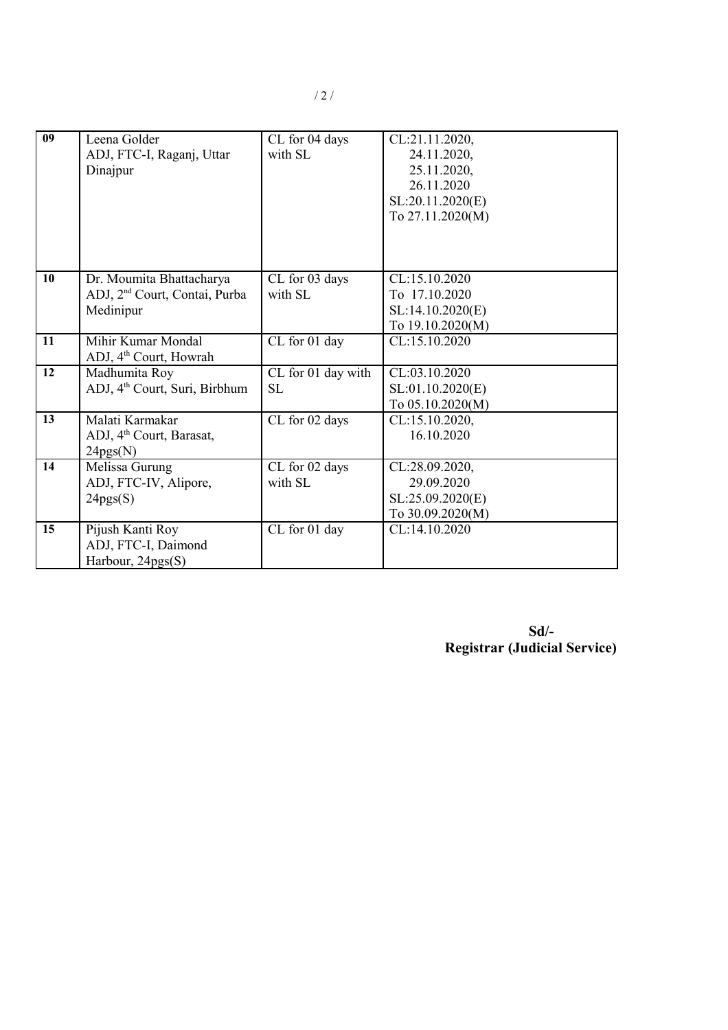| 09 | Leena Golder<br>ADJ, FTC-I, Raganj, Uttar Dinajpur | CL for 04 days with SL | CL:21.11.2020,<br>24.11.2020,<br>25.11.2020,<br>26.11.2020<br>SL:20.11.2020(E)<br>To 27.11.2020(M) |
|---|---|---|---|
| 10 | Dr. Moumita Bhattacharya<br>ADJ, 2nd Court, Contai, Purba Medinipur | CL for 03 days with SL | CL:15.10.2020<br>To 17.10.2020<br>SL:14.10.2020(E)<br>To 19.10.2020(M) |
| 11 | Mihir Kumar Mondal<br>ADJ, 4th Court, Howrah | CL for 01 day | CL:15.10.2020 |
| 12 | Madhumita Roy<br>ADJ, 4th Court, Suri, Birbhum | CL for 01 day with SL | CL:03.10.2020<br>SL:01.10.2020(E)<br>To 05.10.2020(M) |
| 13 | Malati Karmakar<br>ADJ, 4th Court, Barasat, 24pgs(N) | CL for 02 days | CL:15.10.2020,<br>16.10.2020 |
| 14 | Melissa Gurung<br>ADJ, FTC-IV, Alipore, 24pgs(S) | CL for 02 days with SL | CL:28.09.2020,<br>29.09.2020<br>SL:25.09.2020(E)<br>To 30.09.2020(M) |
| 15 | Pijush Kanti Roy<br>ADJ, FTC-I, Daimond Harbour, 24pgs(S) | CL for 01 day | CL:14.10.2020 |

**Sd/-**
**Registrar (Judicial Service)**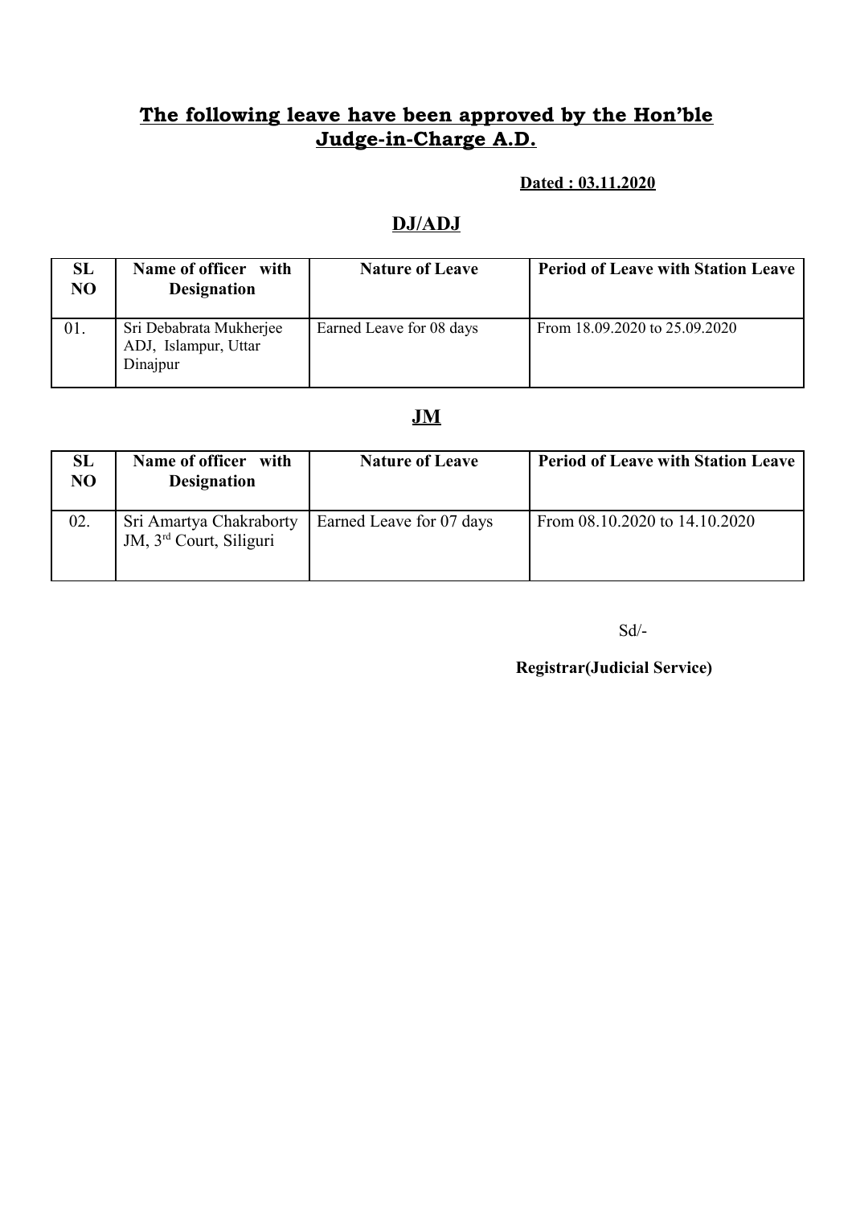## The following leave have been approved by the Hon'ble Judge-in-Charge A.D.

**Dated : 03.11.2020**

### DJ/ADJ

| SL NO | Name of officer with Designation | Nature of Leave | Period of Leave with Station Leave |
|---|---|---|---|
| 01. | Sri Debabrata Mukherjee ADJ, Islampur, Uttar Dinajpur | Earned Leave for 08 days | From 18.09.2020 to 25.09.2020 |

### JM

| SL NO | Name of officer with Designation | Nature of Leave | Period of Leave with Station Leave |
|---|---|---|---|
| 02. | Sri Amartya Chakraborty JM, 3rd Court, Siliguri | Earned Leave for 07 days | From 08.10.2020 to 14.10.2020 |

Sd/-

**Registrar(Judicial Service)**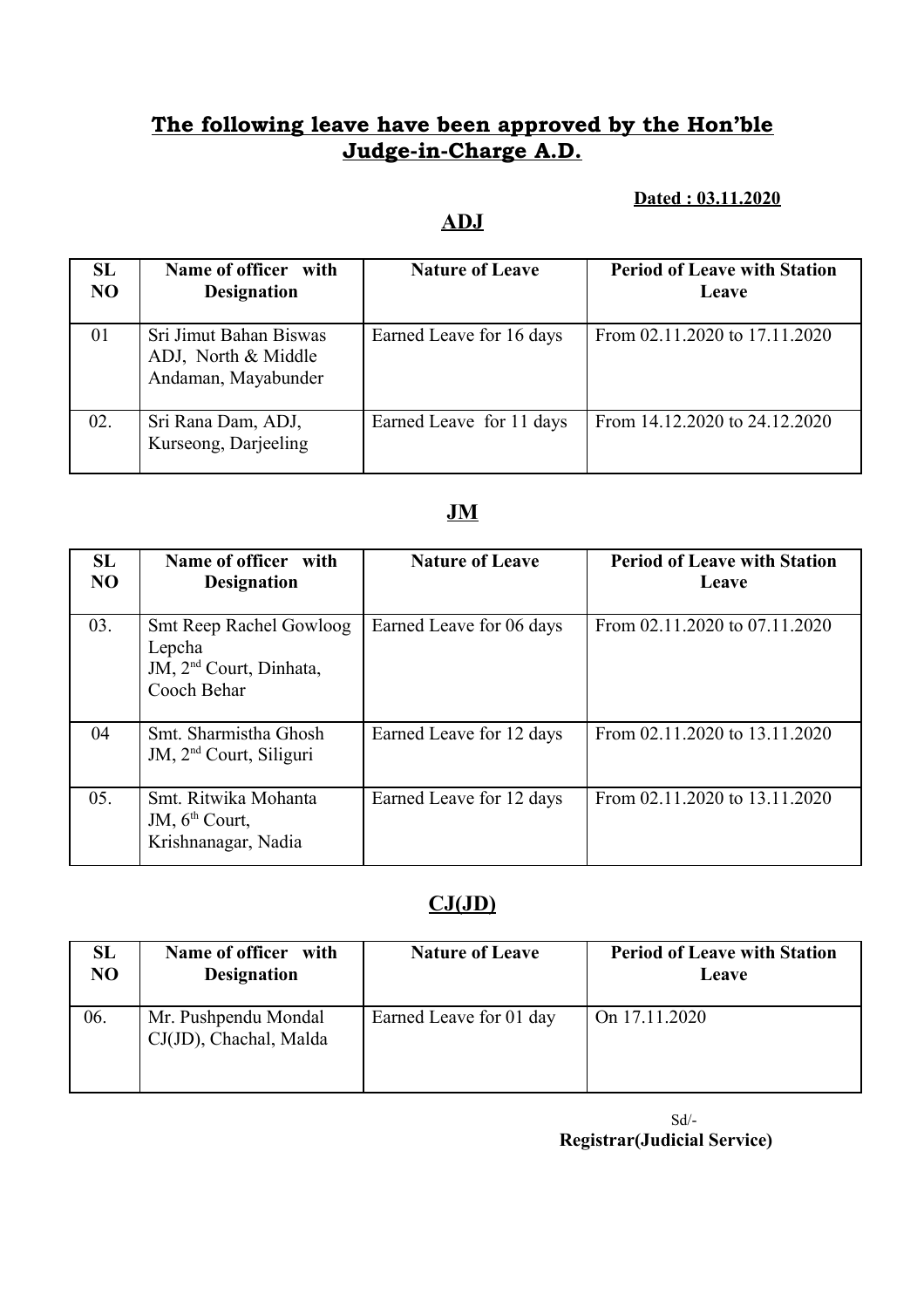## **The following leave have been approved by the Hon'ble Judge-in-Charge A.D.**

**Dated : 03.11.2020**

### **ADJ**

| SL NO | Name of officer with Designation | Nature of Leave | Period of Leave with Station Leave |
|---|---|---|---|
| 01 | Sri Jimut Bahan Biswas ADJ, North & Middle Andaman, Mayabunder | Earned Leave for 16 days | From 02.11.2020 to 17.11.2020 |
| 02. | Sri Rana Dam, ADJ, Kurseong, Darjeeling | Earned Leave for 11 days | From 14.12.2020 to 24.12.2020 |

### **JM**

| SL NO | Name of officer with Designation | Nature of Leave | Period of Leave with Station Leave |
|---|---|---|---|
| 03. | Smt Reep Rachel Gowloog Lepcha JM, 2nd Court, Dinhata, Cooch Behar | Earned Leave for 06 days | From 02.11.2020 to 07.11.2020 |
| 04 | Smt. Sharmistha Ghosh JM, 2nd Court, Siliguri | Earned Leave for 12 days | From 02.11.2020 to 13.11.2020 |
| 05. | Smt. Ritwika Mohanta JM, 6th Court, Krishnanagar, Nadia | Earned Leave for 12 days | From 02.11.2020 to 13.11.2020 |

### **CJ(JD)**

| SL NO | Name of officer with Designation | Nature of Leave | Period of Leave with Station Leave |
|---|---|---|---|
| 06. | Mr. Pushpendu Mondal CJ(JD), Chachal, Malda | Earned Leave for 01 day | On 17.11.2020 |

Sd/-
**Registrar(Judicial Service)**